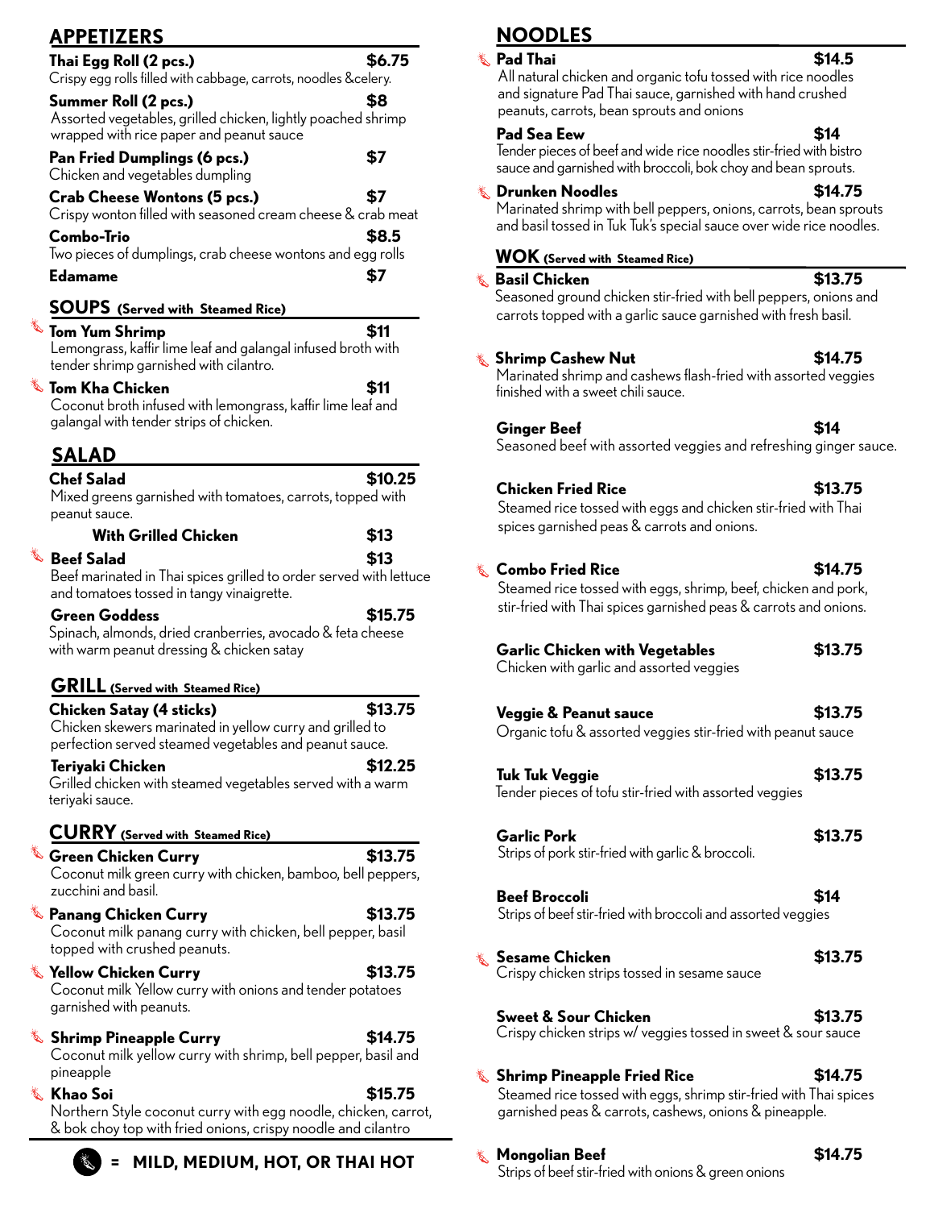## APPETIZERS

**Thai Egg Roll (2 pcs.)** $6.75
Crispy egg rolls filled with cabbage, carrots, noodles &celery.

**Summer Roll (2 pcs.)** $8
Assorted vegetables, grilled chicken, lightly poached shrimp wrapped with rice paper and peanut sauce

**Pan Fried Dumplings (6 pcs.)** $7
Chicken and vegetables dumpling

**Crab Cheese Wontons (5 pcs.)** $7
Crispy wonton filled with seasoned cream cheese & crab meat

**Combo-Trio** $8.5
Two pieces of dumplings, crab cheese wontons and egg rolls

**Edamame** $7

## SOUPS (Served with Steamed Rice)

**Tom Yum Shrimp** $11
Lemongrass, kaffir lime leaf and galangal infused broth with tender shrimp garnished with cilantro.

**Tom Kha Chicken** $11
Coconut broth infused with lemongrass, kaffir lime leaf and galangal with tender strips of chicken.

## SALAD

**Chef Salad** $10.25
Mixed greens garnished with tomatoes, carrots, topped with peanut sauce.

**With Grilled Chicken** $13

**Beef Salad** $13
Beef marinated in Thai spices grilled to order served with lettuce and tomatoes tossed in tangy vinaigrette.

**Green Goddess** $15.75
Spinach, almonds, dried cranberries, avocado & feta cheese with warm peanut dressing & chicken satay

## GRILL (Served with Steamed Rice)

**Chicken Satay (4 sticks)** $13.75
Chicken skewers marinated in yellow curry and grilled to perfection served steamed vegetables and peanut sauce.

**Teriyaki Chicken** $12.25
Grilled chicken with steamed vegetables served with a warm teriyaki sauce.

## CURRY (Served with Steamed Rice)

**Green Chicken Curry** $13.75
Coconut milk green curry with chicken, bamboo, bell peppers, zucchini and basil.

**Panang Chicken Curry** $13.75
Coconut milk panang curry with chicken, bell pepper, basil topped with crushed peanuts.

**Yellow Chicken Curry** $13.75
Coconut milk Yellow curry with onions and tender potatoes garnished with peanuts.

**Shrimp Pineapple Curry** $14.75
Coconut milk yellow curry with shrimp, bell pepper, basil and pineapple

**Khao Soi** $15.75
Northern Style coconut curry with egg noodle, chicken, carrot, & bok choy top with fried onions, crispy noodle and cilantro

= **MILD, MEDIUM, HOT, OR THAI HOT**

## NOODLES

**Pad Thai** $14.5
All natural chicken and organic tofu tossed with rice noodles and signature Pad Thai sauce, garnished with hand crushed peanuts, carrots, bean sprouts and onions

**Pad Sea Eew** $14
Tender pieces of beef and wide rice noodles stir-fried with bistro sauce and garnished with broccoli, bok choy and bean sprouts.

**Drunken Noodles** $14.75
Marinated shrimp with bell peppers, onions, carrots, bean sprouts and basil tossed in Tuk Tuk's special sauce over wide rice noodles.

## WOK (Served with Steamed Rice)

**Basil Chicken** $13.75
Seasoned ground chicken stir-fried with bell peppers, onions and carrots topped with a garlic sauce garnished with fresh basil.

**Shrimp Cashew Nut** $14.75
Marinated shrimp and cashews flash-fried with assorted veggies finished with a sweet chili sauce.

**Ginger Beef** $14
Seasoned beef with assorted veggies and refreshing ginger sauce.

**Chicken Fried Rice** $13.75
Steamed rice tossed with eggs and chicken stir-fried with Thai spices garnished peas & carrots and onions.

**Combo Fried Rice** $14.75
Steamed rice tossed with eggs, shrimp, beef, chicken and pork, stir-fried with Thai spices garnished peas & carrots and onions.

**Garlic Chicken with Vegetables** $13.75
Chicken with garlic and assorted veggies

**Veggie & Peanut sauce** $13.75
Organic tofu & assorted veggies stir-fried with peanut sauce

**Tuk Tuk Veggie** $13.75
Tender pieces of tofu stir-fried with assorted veggies

**Garlic Pork** $13.75
Strips of pork stir-fried with garlic & broccoli.

**Beef Broccoli** $14
Strips of beef stir-fried with broccoli and assorted veggies

**Sesame Chicken** $13.75
Crispy chicken strips tossed in sesame sauce

**Sweet & Sour Chicken** $13.75
Crispy chicken strips w/ veggies tossed in sweet & sour sauce

**Shrimp Pineapple Fried Rice** $14.75
Steamed rice tossed with eggs, shrimp stir-fried with Thai spices garnished peas & carrots, cashews, onions & pineapple.

**Mongolian Beef** $14.75
Strips of beef stir-fried with onions & green onions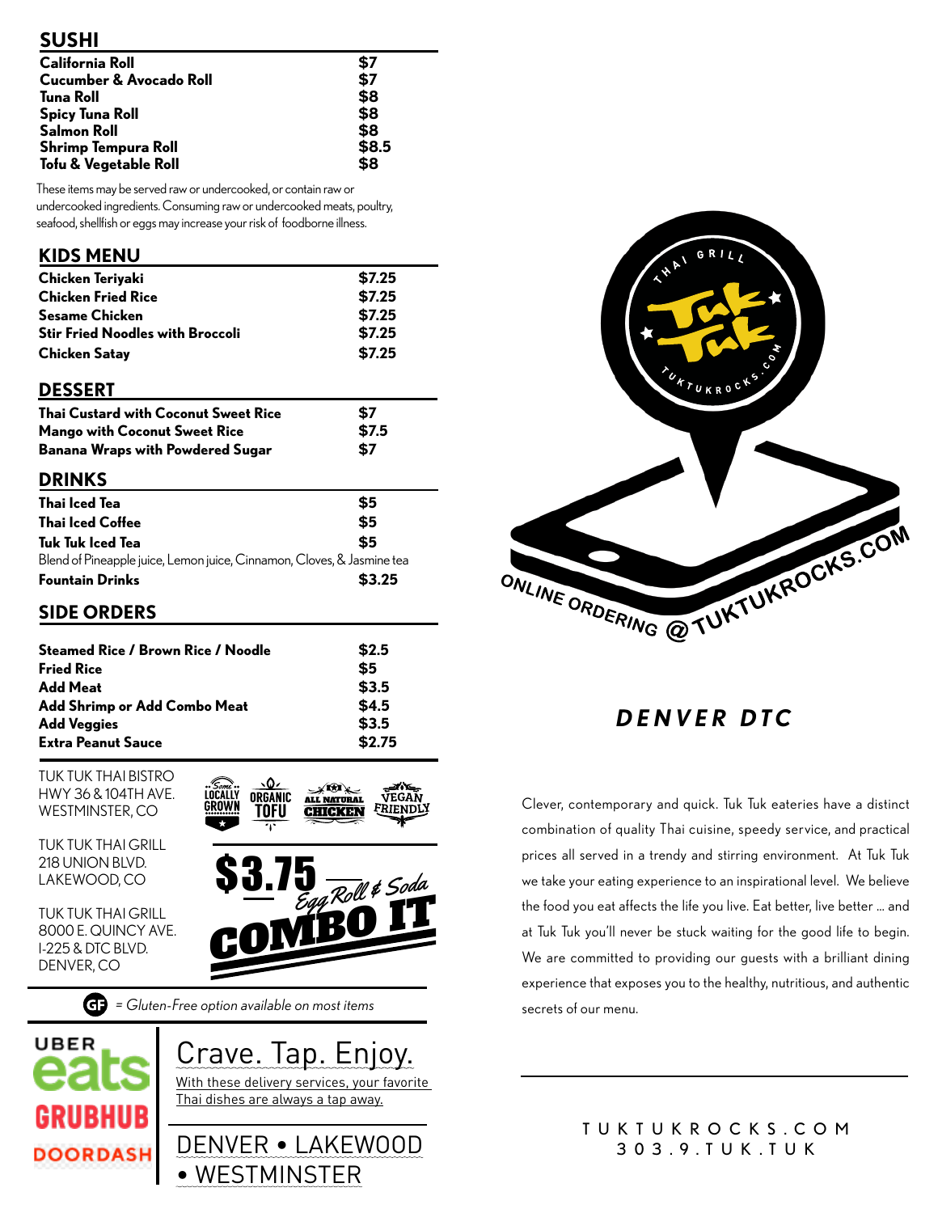## SUSHI

| | |
|---|---|
| **California Roll** | **$7** |
| **Cucumber & Avocado Roll** | **$7** |
| **Tuna Roll** | **$8** |
| **Spicy Tuna Roll** | **$8** |
| **Salmon Roll** | **$8** |
| **Shrimp Tempura Roll** | **$8.5** |
| **Tofu & Vegetable Roll** | **$8** |

These items may be served raw or undercooked, or contain raw or undercooked ingredients. Consuming raw or undercooked meats, poultry, seafood, shellfish or eggs may increase your risk of foodborne illness.

## KIDS MENU

| | |
|---|---|
| **Chicken Teriyaki** | **$7.25** |
| **Chicken Fried Rice** | **$7.25** |
| **Sesame Chicken** | **$7.25** |
| **Stir Fried Noodles with Broccoli** | **$7.25** |
| **Chicken Satay** | **$7.25** |

## DESSERT

| | |
|---|---|
| **Thai Custard with Coconut Sweet Rice** | **$7** |
| **Mango with Coconut Sweet Rice** | **$7.5** |
| **Banana Wraps with Powdered Sugar** | **$7** |

## DRINKS

| | |
|---|---|
| **Thai Iced Tea** | **$5** |
| **Thai Iced Coffee** | **$5** |
| **Tuk Tuk Iced Tea** | **$5** |

Blend of Pineapple juice, Lemon juice, Cinnamon, Cloves, & Jasmine tea

| | |
|---|---|
| **Fountain Drinks** | **$3.25** |

## SIDE ORDERS

| | |
|---|---|
| **Steamed Rice / Brown Rice / Noodle** | **$2.5** |
| **Fried Rice** | **$5** |
| **Add Meat** | **$3.5** |
| **Add Shrimp or Add Combo Meat** | **$4.5** |
| **Add Veggies** | **$3.5** |
| **Extra Peanut Sauce** | **$2.75** |

TUK TUK THAI BISTRO
HWY 36 & 104TH AVE.
WESTMINSTER, CO

TUK TUK THAI GRILL
218 UNION BLVD.
LAKEWOOD, CO

TUK TUK THAI GRILL
8000 E. QUINCY AVE.
I-225 & DTC BLVD.
DENVER, CO

Some LOCALLY GROWN · ORGANIC TOFU · ALL NATURAL CHICKEN · VEGAN FRIENDLY

**$3.75** *Egg Roll & Soda* **COMBO IT**

GF = *Gluten-Free option available on most items*

UBER eats · GRUBHUB · DOORDASH

Crave. Tap. Enjoy.

With these delivery services, your favorite Thai dishes are always a tap away.

DENVER • LAKEWOOD • WESTMINSTER

THAI GRILL
Tuk Tuk
TUKTUKROCKS.COM

ONLINE ORDERING @ TUKTUKROCKS.COM

## *DENVER DTC*

Clever, contemporary and quick. Tuk Tuk eateries have a distinct combination of quality Thai cuisine, speedy service, and practical prices all served in a trendy and stirring environment. At Tuk Tuk we take your eating experience to an inspirational level. We believe the food you eat affects the life you live. Eat better, live better ... and at Tuk Tuk you'll never be stuck waiting for the good life to begin. We are committed to providing our guests with a brilliant dining experience that exposes you to the healthy, nutritious, and authentic secrets of our menu.

TUKTUKROCKS.COM
303.9.TUK.TUK